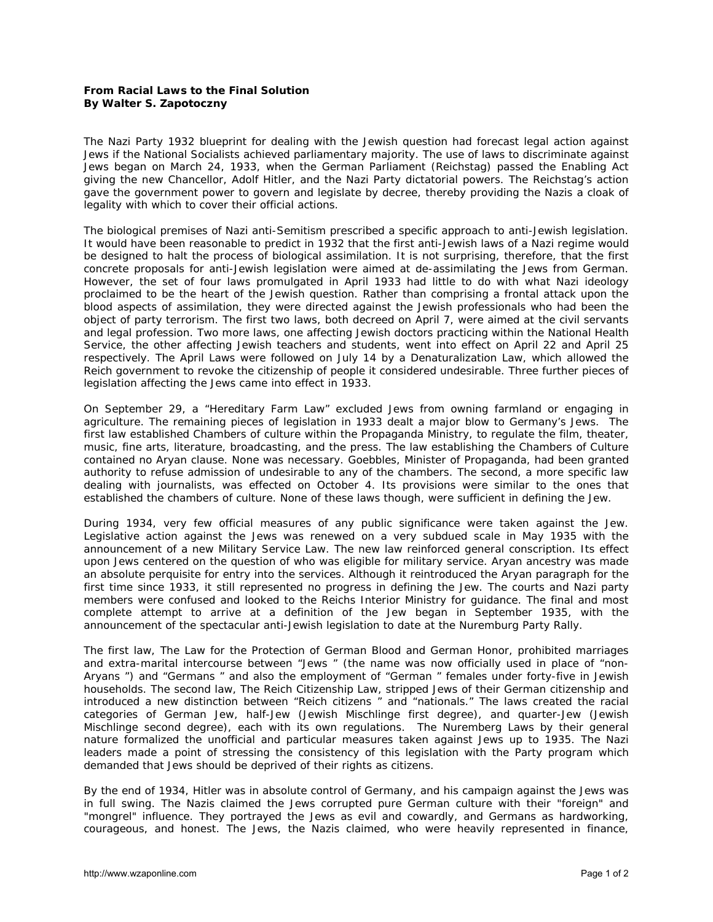**From Racial Laws to the Final Solution**
**By Walter S. Zapotoczny**

The Nazi Party 1932 blueprint for dealing with the Jewish question had forecast legal action against Jews if the National Socialists achieved parliamentary majority. The use of laws to discriminate against Jews began on March 24, 1933, when the German Parliament (Reichstag) passed the Enabling Act giving the new Chancellor, Adolf Hitler, and the Nazi Party dictatorial powers. The Reichstag's action gave the government power to govern and legislate by decree, thereby providing the Nazis a cloak of legality with which to cover their official actions.

The biological premises of Nazi anti-Semitism prescribed a specific approach to anti-Jewish legislation. It would have been reasonable to predict in 1932 that the first anti-Jewish laws of a Nazi regime would be designed to halt the process of biological assimilation. It is not surprising, therefore, that the first concrete proposals for anti-Jewish legislation were aimed at de-assimilating the Jews from German. However, the set of four laws promulgated in April 1933 had little to do with what Nazi ideology proclaimed to be the heart of the Jewish question. Rather than comprising a frontal attack upon the blood aspects of assimilation, they were directed against the Jewish professionals who had been the object of party terrorism. The first two laws, both decreed on April 7, were aimed at the civil servants and legal profession. Two more laws, one affecting Jewish doctors practicing within the National Health Service, the other affecting Jewish teachers and students, went into effect on April 22 and April 25 respectively. The April Laws were followed on July 14 by a Denaturalization Law, which allowed the Reich government to revoke the citizenship of people it considered undesirable. Three further pieces of legislation affecting the Jews came into effect in 1933.

On September 29, a "Hereditary Farm Law" excluded Jews from owning farmland or engaging in agriculture. The remaining pieces of legislation in 1933 dealt a major blow to Germany's Jews. The first law established Chambers of culture within the Propaganda Ministry, to regulate the film, theater, music, fine arts, literature, broadcasting, and the press. The law establishing the Chambers of Culture contained no Aryan clause. None was necessary. Goebbles, Minister of Propaganda, had been granted authority to refuse admission of undesirable to any of the chambers. The second, a more specific law dealing with journalists, was effected on October 4. Its provisions were similar to the ones that established the chambers of culture. None of these laws though, were sufficient in defining the Jew.

During 1934, very few official measures of any public significance were taken against the Jew. Legislative action against the Jews was renewed on a very subdued scale in May 1935 with the announcement of a new Military Service Law. The new law reinforced general conscription. Its effect upon Jews centered on the question of who was eligible for military service. Aryan ancestry was made an absolute perquisite for entry into the services. Although it reintroduced the Aryan paragraph for the first time since 1933, it still represented no progress in defining the Jew. The courts and Nazi party members were confused and looked to the Reichs Interior Ministry for guidance. The final and most complete attempt to arrive at a definition of the Jew began in September 1935, with the announcement of the spectacular anti-Jewish legislation to date at the Nuremburg Party Rally.

The first law, The Law for the Protection of German Blood and German Honor, prohibited marriages and extra-marital intercourse between "Jews " (the name was now officially used in place of "non-Aryans ") and "Germans " and also the employment of "German " females under forty-five in Jewish households. The second law, The Reich Citizenship Law, stripped Jews of their German citizenship and introduced a new distinction between "Reich citizens " and "nationals." The laws created the racial categories of German Jew, half-Jew (Jewish Mischlinge first degree), and quarter-Jew (Jewish Mischlinge second degree), each with its own regulations. The Nuremberg Laws by their general nature formalized the unofficial and particular measures taken against Jews up to 1935. The Nazi leaders made a point of stressing the consistency of this legislation with the Party program which demanded that Jews should be deprived of their rights as citizens.

By the end of 1934, Hitler was in absolute control of Germany, and his campaign against the Jews was in full swing. The Nazis claimed the Jews corrupted pure German culture with their "foreign" and "mongrel" influence. They portrayed the Jews as evil and cowardly, and Germans as hardworking, courageous, and honest. The Jews, the Nazis claimed, who were heavily represented in finance,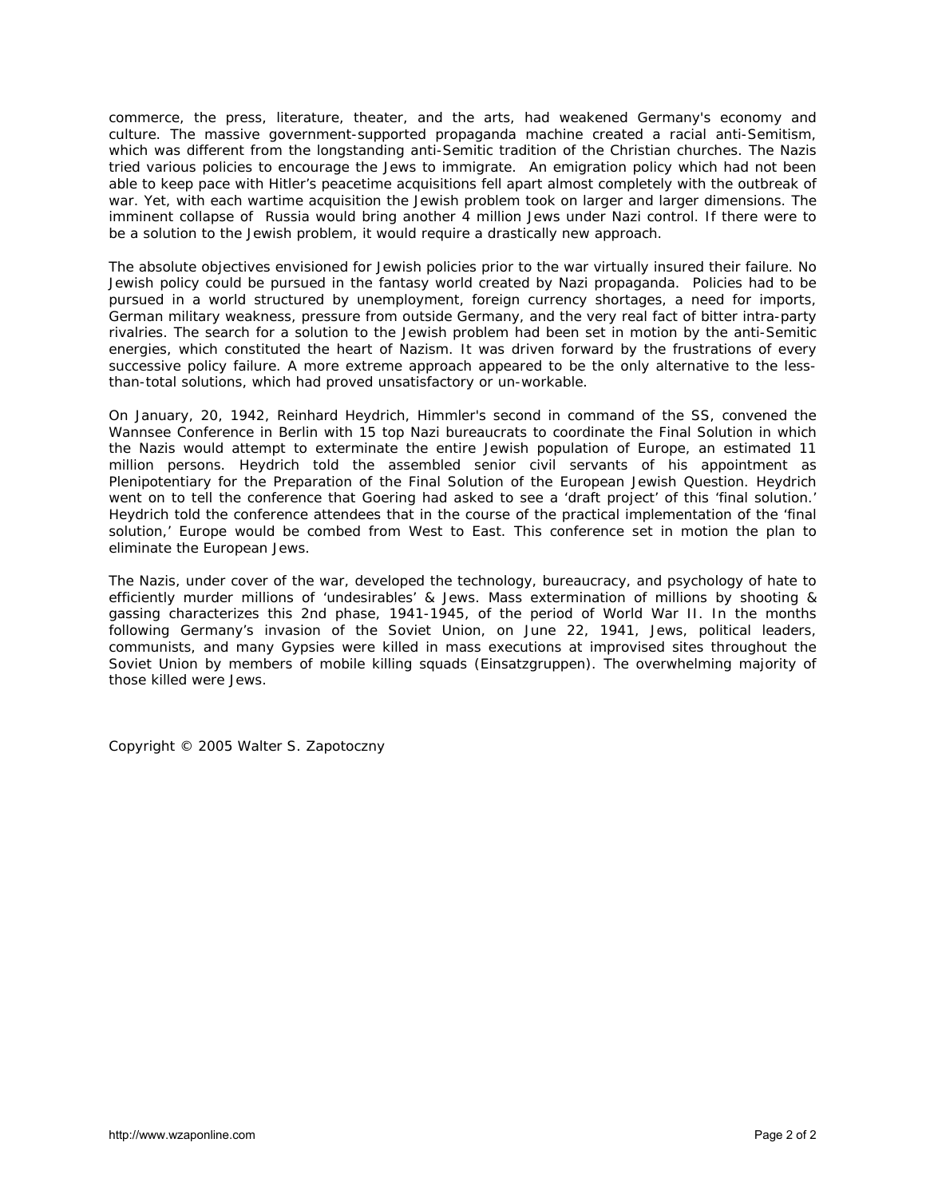commerce, the press, literature, theater, and the arts, had weakened Germany's economy and culture. The massive government-supported propaganda machine created a racial anti-Semitism, which was different from the longstanding anti-Semitic tradition of the Christian churches. The Nazis tried various policies to encourage the Jews to immigrate. An emigration policy which had not been able to keep pace with Hitler's peacetime acquisitions fell apart almost completely with the outbreak of war. Yet, with each wartime acquisition the Jewish problem took on larger and larger dimensions. The imminent collapse of Russia would bring another 4 million Jews under Nazi control. If there were to be a solution to the Jewish problem, it would require a drastically new approach.

The absolute objectives envisioned for Jewish policies prior to the war virtually insured their failure. No Jewish policy could be pursued in the fantasy world created by Nazi propaganda. Policies had to be pursued in a world structured by unemployment, foreign currency shortages, a need for imports, German military weakness, pressure from outside Germany, and the very real fact of bitter intra-party rivalries. The search for a solution to the Jewish problem had been set in motion by the anti-Semitic energies, which constituted the heart of Nazism. It was driven forward by the frustrations of every successive policy failure. A more extreme approach appeared to be the only alternative to the less-than-total solutions, which had proved unsatisfactory or un-workable.

On January, 20, 1942, Reinhard Heydrich, Himmler's second in command of the SS, convened the Wannsee Conference in Berlin with 15 top Nazi bureaucrats to coordinate the Final Solution in which the Nazis would attempt to exterminate the entire Jewish population of Europe, an estimated 11 million persons. Heydrich told the assembled senior civil servants of his appointment as Plenipotentiary for the Preparation of the Final Solution of the European Jewish Question. Heydrich went on to tell the conference that Goering had asked to see a 'draft project' of this 'final solution.' Heydrich told the conference attendees that in the course of the practical implementation of the 'final solution,' Europe would be combed from West to East. This conference set in motion the plan to eliminate the European Jews.

The Nazis, under cover of the war, developed the technology, bureaucracy, and psychology of hate to efficiently murder millions of 'undesirables' & Jews. Mass extermination of millions by shooting & gassing characterizes this 2nd phase, 1941-1945, of the period of World War II. In the months following Germany's invasion of the Soviet Union, on June 22, 1941, Jews, political leaders, communists, and many Gypsies were killed in mass executions at improvised sites throughout the Soviet Union by members of mobile killing squads (Einsatzgruppen). The overwhelming majority of those killed were Jews.

Copyright © 2005 Walter S. Zapotoczny